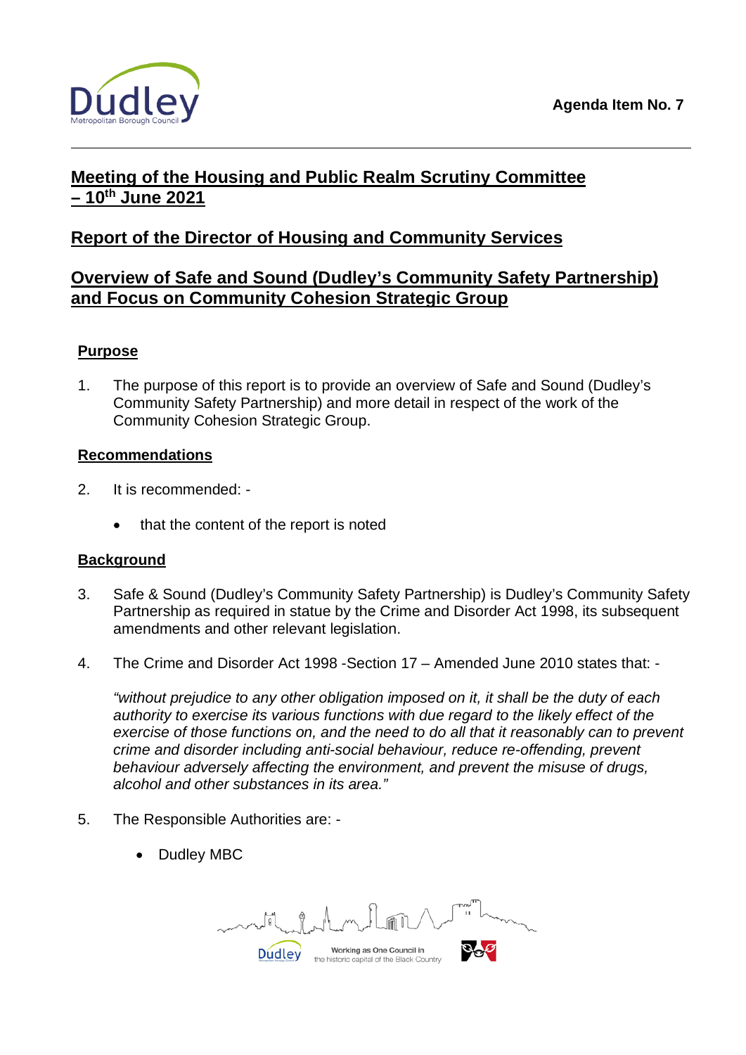Agenda Item No. 7

## Meeting of the Housing and Public Realm Scrutiny Committee – 10th June 2021

## Report of the Director of Housing and Community Services

## Overview of Safe and Sound (Dudley's Community Safety Partnership) and Focus on Community Cohesion Strategic Group

### Purpose

1. The purpose of this report is to provide an overview of Safe and Sound (Dudley's Community Safety Partnership) and more detail in respect of the work of the Community Cohesion Strategic Group.

### Recommendations

2. It is recommended: -

   - that the content of the report is noted

### Background

3. Safe & Sound (Dudley's Community Safety Partnership) is Dudley's Community Safety Partnership as required in statue by the Crime and Disorder Act 1998, its subsequent amendments and other relevant legislation.

4. The Crime and Disorder Act 1998 -Section 17 – Amended June 2010 states that: -

   *"without prejudice to any other obligation imposed on it, it shall be the duty of each authority to exercise its various functions with due regard to the likely effect of the exercise of those functions on, and the need to do all that it reasonably can to prevent crime and disorder including anti-social behaviour, reduce re-offending, prevent behaviour adversely affecting the environment, and prevent the misuse of drugs, alcohol and other substances in its area."*

5. The Responsible Authorities are: -

   - Dudley MBC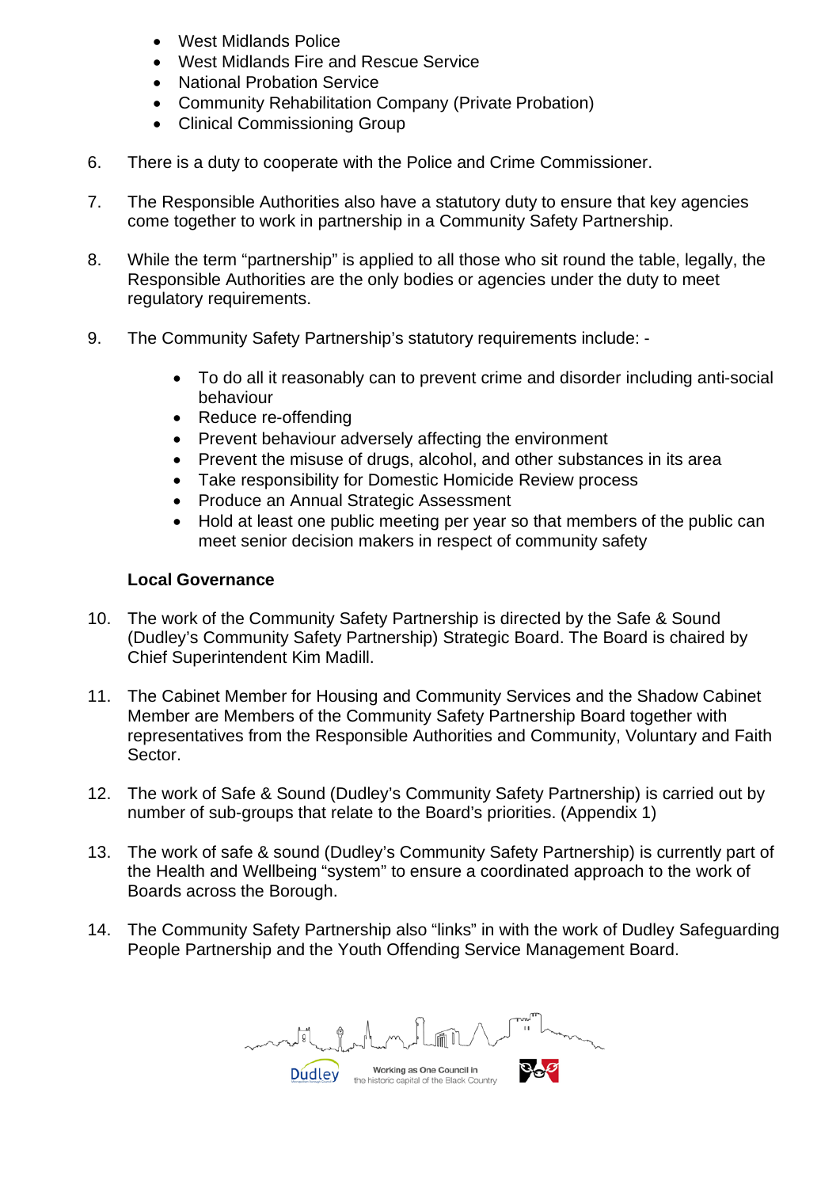- West Midlands Police
- West Midlands Fire and Rescue Service
- National Probation Service
- Community Rehabilitation Company (Private Probation)
- Clinical Commissioning Group

6. There is a duty to cooperate with the Police and Crime Commissioner.

7. The Responsible Authorities also have a statutory duty to ensure that key agencies come together to work in partnership in a Community Safety Partnership.

8. While the term "partnership" is applied to all those who sit round the table, legally, the Responsible Authorities are the only bodies or agencies under the duty to meet regulatory requirements.

9. The Community Safety Partnership's statutory requirements include: -

   - To do all it reasonably can to prevent crime and disorder including anti-social behaviour
   - Reduce re-offending
   - Prevent behaviour adversely affecting the environment
   - Prevent the misuse of drugs, alcohol, and other substances in its area
   - Take responsibility for Domestic Homicide Review process
   - Produce an Annual Strategic Assessment
   - Hold at least one public meeting per year so that members of the public can meet senior decision makers in respect of community safety

**Local Governance**

10. The work of the Community Safety Partnership is directed by the Safe & Sound (Dudley's Community Safety Partnership) Strategic Board. The Board is chaired by Chief Superintendent Kim Madill.

11. The Cabinet Member for Housing and Community Services and the Shadow Cabinet Member are Members of the Community Safety Partnership Board together with representatives from the Responsible Authorities and Community, Voluntary and Faith Sector.

12. The work of Safe & Sound (Dudley's Community Safety Partnership) is carried out by number of sub-groups that relate to the Board's priorities. (Appendix 1)

13. The work of safe & sound (Dudley's Community Safety Partnership) is currently part of the Health and Wellbeing "system" to ensure a coordinated approach to the work of Boards across the Borough.

14. The Community Safety Partnership also "links" in with the work of Dudley Safeguarding People Partnership and the Youth Offending Service Management Board.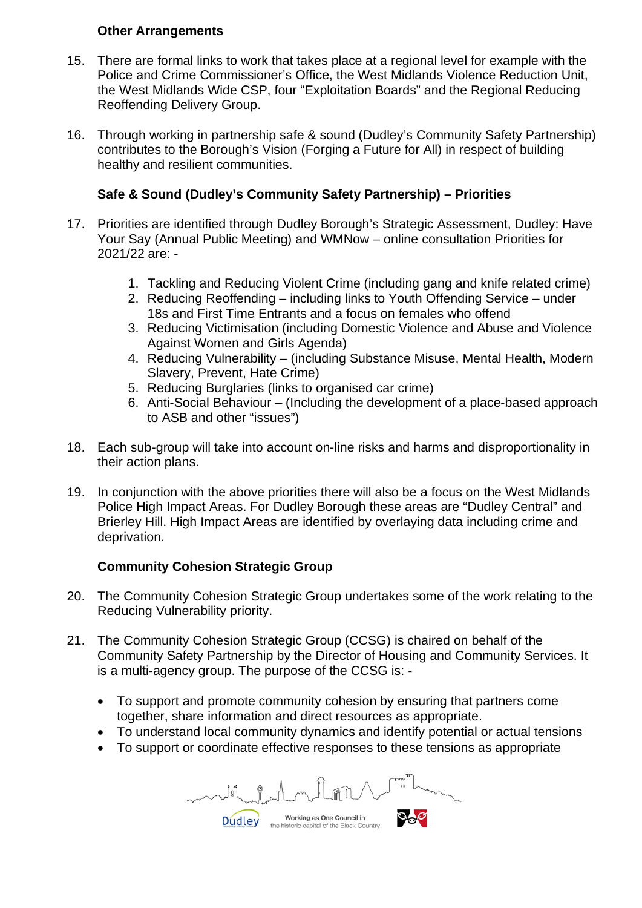### Other Arrangements

15. There are formal links to work that takes place at a regional level for example with the Police and Crime Commissioner's Office, the West Midlands Violence Reduction Unit, the West Midlands Wide CSP, four "Exploitation Boards" and the Regional Reducing Reoffending Delivery Group.

16. Through working in partnership safe & sound (Dudley's Community Safety Partnership) contributes to the Borough's Vision (Forging a Future for All) in respect of building healthy and resilient communities.

### Safe & Sound (Dudley's Community Safety Partnership) – Priorities

17. Priorities are identified through Dudley Borough's Strategic Assessment, Dudley: Have Your Say (Annual Public Meeting) and WMNow – online consultation Priorities for 2021/22 are: -

    1. Tackling and Reducing Violent Crime (including gang and knife related crime)
    2. Reducing Reoffending – including links to Youth Offending Service – under 18s and First Time Entrants and a focus on females who offend
    3. Reducing Victimisation (including Domestic Violence and Abuse and Violence Against Women and Girls Agenda)
    4. Reducing Vulnerability – (including Substance Misuse, Mental Health, Modern Slavery, Prevent, Hate Crime)
    5. Reducing Burglaries (links to organised car crime)
    6. Anti-Social Behaviour – (Including the development of a place-based approach to ASB and other "issues")

18. Each sub-group will take into account on-line risks and harms and disproportionality in their action plans.

19. In conjunction with the above priorities there will also be a focus on the West Midlands Police High Impact Areas. For Dudley Borough these areas are "Dudley Central" and Brierley Hill. High Impact Areas are identified by overlaying data including crime and deprivation.

### Community Cohesion Strategic Group

20. The Community Cohesion Strategic Group undertakes some of the work relating to the Reducing Vulnerability priority.

21. The Community Cohesion Strategic Group (CCSG) is chaired on behalf of the Community Safety Partnership by the Director of Housing and Community Services. It is a multi-agency group. The purpose of the CCSG is: -

    - To support and promote community cohesion by ensuring that partners come together, share information and direct resources as appropriate.
    - To understand local community dynamics and identify potential or actual tensions
    - To support or coordinate effective responses to these tensions as appropriate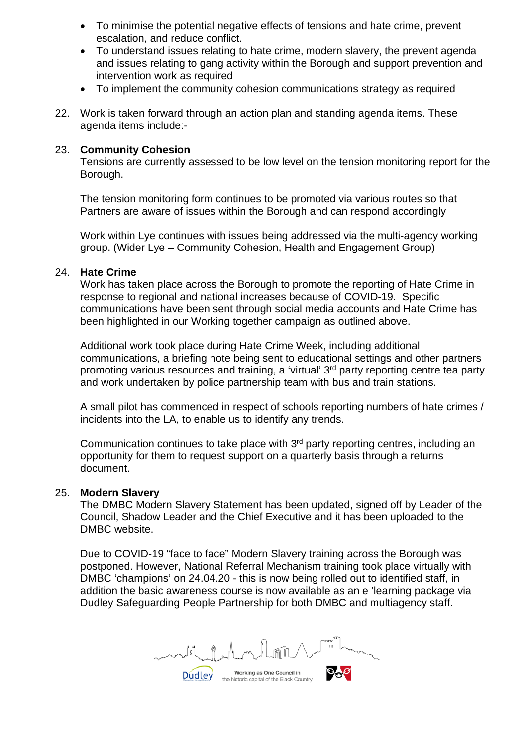- To minimise the potential negative effects of tensions and hate crime, prevent escalation, and reduce conflict.
- To understand issues relating to hate crime, modern slavery, the prevent agenda and issues relating to gang activity within the Borough and support prevention and intervention work as required
- To implement the community cohesion communications strategy as required

22. Work is taken forward through an action plan and standing agenda items. These agenda items include:-

23. **Community Cohesion**
    Tensions are currently assessed to be low level on the tension monitoring report for the Borough.

    The tension monitoring form continues to be promoted via various routes so that Partners are aware of issues within the Borough and can respond accordingly

    Work within Lye continues with issues being addressed via the multi-agency working group. (Wider Lye – Community Cohesion, Health and Engagement Group)

24. **Hate Crime**
    Work has taken place across the Borough to promote the reporting of Hate Crime in response to regional and national increases because of COVID-19. Specific communications have been sent through social media accounts and Hate Crime has been highlighted in our Working together campaign as outlined above.

    Additional work took place during Hate Crime Week, including additional communications, a briefing note being sent to educational settings and other partners promoting various resources and training, a 'virtual' 3rd party reporting centre tea party and work undertaken by police partnership team with bus and train stations.

    A small pilot has commenced in respect of schools reporting numbers of hate crimes / incidents into the LA, to enable us to identify any trends.

    Communication continues to take place with 3rd party reporting centres, including an opportunity for them to request support on a quarterly basis through a returns document.

25. **Modern Slavery**
    The DMBC Modern Slavery Statement has been updated, signed off by Leader of the Council, Shadow Leader and the Chief Executive and it has been uploaded to the DMBC website.

    Due to COVID-19 "face to face" Modern Slavery training across the Borough was postponed. However, National Referral Mechanism training took place virtually with DMBC 'champions' on 24.04.20 - this is now being rolled out to identified staff, in addition the basic awareness course is now available as an e 'learning package via Dudley Safeguarding People Partnership for both DMBC and multiagency staff.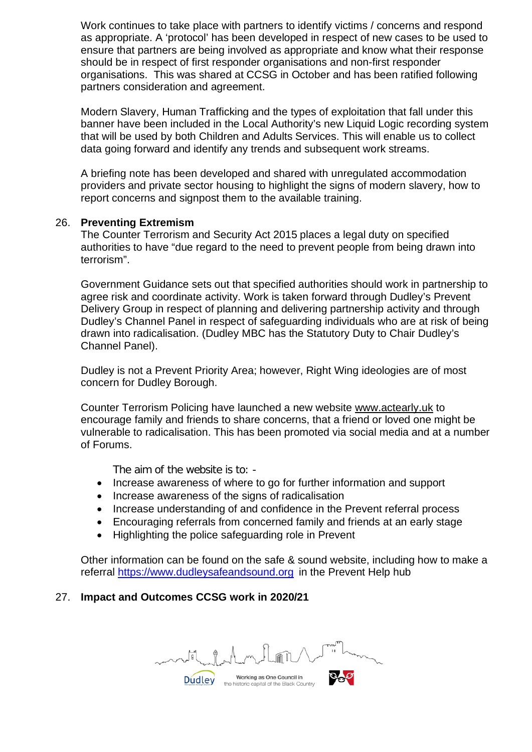Work continues to take place with partners to identify victims / concerns and respond as appropriate. A 'protocol' has been developed in respect of new cases to be used to ensure that partners are being involved as appropriate and know what their response should be in respect of first responder organisations and non-first responder organisations. This was shared at CCSG in October and has been ratified following partners consideration and agreement.

Modern Slavery, Human Trafficking and the types of exploitation that fall under this banner have been included in the Local Authority's new Liquid Logic recording system that will be used by both Children and Adults Services. This will enable us to collect data going forward and identify any trends and subsequent work streams.

A briefing note has been developed and shared with unregulated accommodation providers and private sector housing to highlight the signs of modern slavery, how to report concerns and signpost them to the available training.

26. **Preventing Extremism**

The Counter Terrorism and Security Act 2015 places a legal duty on specified authorities to have "due regard to the need to prevent people from being drawn into terrorism".

Government Guidance sets out that specified authorities should work in partnership to agree risk and coordinate activity. Work is taken forward through Dudley's Prevent Delivery Group in respect of planning and delivering partnership activity and through Dudley's Channel Panel in respect of safeguarding individuals who are at risk of being drawn into radicalisation. (Dudley MBC has the Statutory Duty to Chair Dudley's Channel Panel).

Dudley is not a Prevent Priority Area; however, Right Wing ideologies are of most concern for Dudley Borough.

Counter Terrorism Policing have launched a new website www.actearly.uk to encourage family and friends to share concerns, that a friend or loved one might be vulnerable to radicalisation. This has been promoted via social media and at a number of Forums.

The aim of the website is to: -

- Increase awareness of where to go for further information and support
- Increase awareness of the signs of radicalisation
- Increase understanding of and confidence in the Prevent referral process
- Encouraging referrals from concerned family and friends at an early stage
- Highlighting the police safeguarding role in Prevent

Other information can be found on the safe & sound website, including how to make a referral https://www.dudleysafeandsound.org in the Prevent Help hub

27. **Impact and Outcomes CCSG work in 2020/21**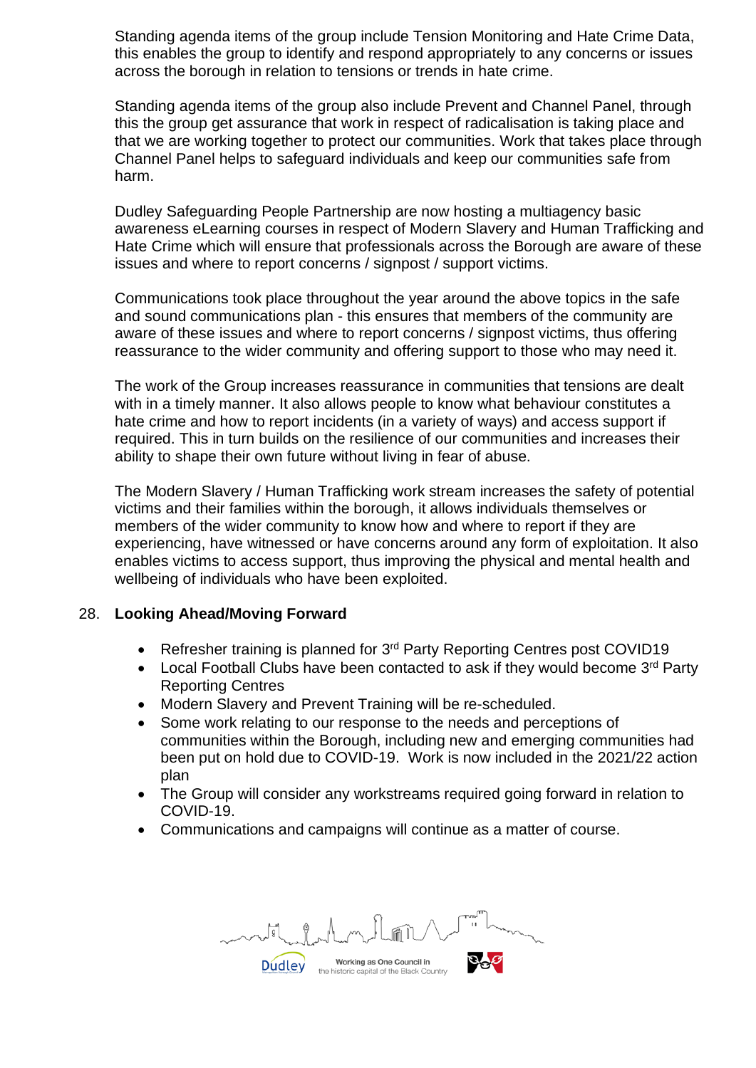Standing agenda items of the group include Tension Monitoring and Hate Crime Data, this enables the group to identify and respond appropriately to any concerns or issues across the borough in relation to tensions or trends in hate crime.

Standing agenda items of the group also include Prevent and Channel Panel, through this the group get assurance that work in respect of radicalisation is taking place and that we are working together to protect our communities. Work that takes place through Channel Panel helps to safeguard individuals and keep our communities safe from harm.

Dudley Safeguarding People Partnership are now hosting a multiagency basic awareness eLearning courses in respect of Modern Slavery and Human Trafficking and Hate Crime which will ensure that professionals across the Borough are aware of these issues and where to report concerns / signpost / support victims.

Communications took place throughout the year around the above topics in the safe and sound communications plan - this ensures that members of the community are aware of these issues and where to report concerns / signpost victims, thus offering reassurance to the wider community and offering support to those who may need it.

The work of the Group increases reassurance in communities that tensions are dealt with in a timely manner. It also allows people to know what behaviour constitutes a hate crime and how to report incidents (in a variety of ways) and access support if required. This in turn builds on the resilience of our communities and increases their ability to shape their own future without living in fear of abuse.

The Modern Slavery / Human Trafficking work stream increases the safety of potential victims and their families within the borough, it allows individuals themselves or members of the wider community to know how and where to report if they are experiencing, have witnessed or have concerns around any form of exploitation. It also enables victims to access support, thus improving the physical and mental health and wellbeing of individuals who have been exploited.

## 28. **Looking Ahead/Moving Forward**

- Refresher training is planned for 3rd Party Reporting Centres post COVID19
- Local Football Clubs have been contacted to ask if they would become 3rd Party Reporting Centres
- Modern Slavery and Prevent Training will be re-scheduled.
- Some work relating to our response to the needs and perceptions of communities within the Borough, including new and emerging communities had been put on hold due to COVID-19. Work is now included in the 2021/22 action plan
- The Group will consider any workstreams required going forward in relation to COVID-19.
- Communications and campaigns will continue as a matter of course.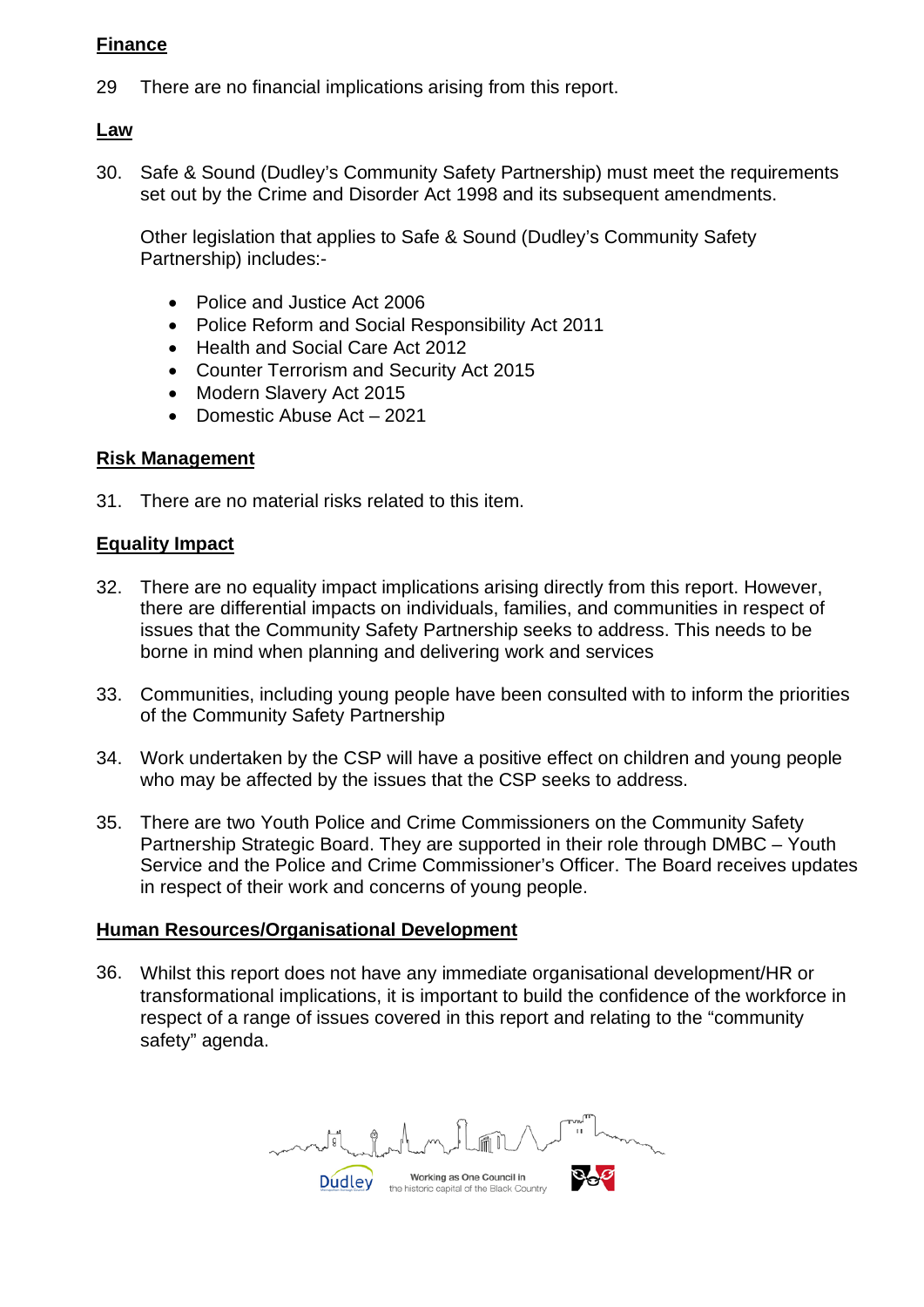**Finance**

29 There are no financial implications arising from this report.

**Law**

30. Safe & Sound (Dudley's Community Safety Partnership) must meet the requirements set out by the Crime and Disorder Act 1998 and its subsequent amendments.

    Other legislation that applies to Safe & Sound (Dudley's Community Safety Partnership) includes:-

    - Police and Justice Act 2006
    - Police Reform and Social Responsibility Act 2011
    - Health and Social Care Act 2012
    - Counter Terrorism and Security Act 2015
    - Modern Slavery Act 2015
    - Domestic Abuse Act – 2021

**Risk Management**

31. There are no material risks related to this item.

**Equality Impact**

32. There are no equality impact implications arising directly from this report. However, there are differential impacts on individuals, families, and communities in respect of issues that the Community Safety Partnership seeks to address. This needs to be borne in mind when planning and delivering work and services

33. Communities, including young people have been consulted with to inform the priorities of the Community Safety Partnership

34. Work undertaken by the CSP will have a positive effect on children and young people who may be affected by the issues that the CSP seeks to address.

35. There are two Youth Police and Crime Commissioners on the Community Safety Partnership Strategic Board. They are supported in their role through DMBC – Youth Service and the Police and Crime Commissioner's Officer. The Board receives updates in respect of their work and concerns of young people.

**Human Resources/Organisational Development**

36. Whilst this report does not have any immediate organisational development/HR or transformational implications, it is important to build the confidence of the workforce in respect of a range of issues covered in this report and relating to the "community safety" agenda.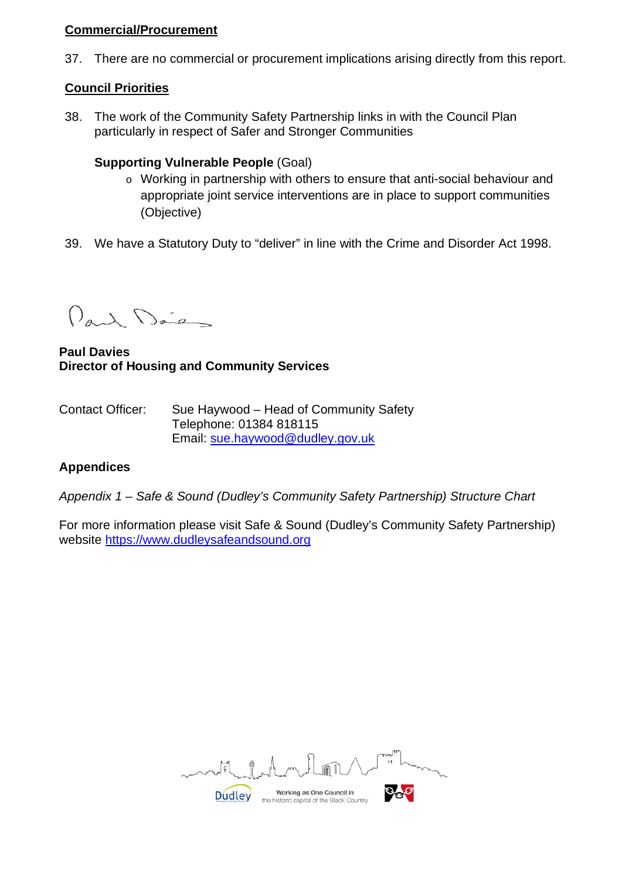**Commercial/Procurement**

37. There are no commercial or procurement implications arising directly from this report.

**Council Priorities**

38. The work of the Community Safety Partnership links in with the Council Plan particularly in respect of Safer and Stronger Communities

**Supporting Vulnerable People** (Goal)

- Working in partnership with others to ensure that anti-social behaviour and appropriate joint service interventions are in place to support communities (Objective)

39. We have a Statutory Duty to "deliver" in line with the Crime and Disorder Act 1998.

**Paul Davies**
**Director of Housing and Community Services**

Contact Officer: Sue Haywood – Head of Community Safety
Telephone: 01384 818115
Email: sue.haywood@dudley.gov.uk

**Appendices**

*Appendix 1 – Safe & Sound (Dudley's Community Safety Partnership) Structure Chart*

For more information please visit Safe & Sound (Dudley's Community Safety Partnership) website https://www.dudleysafeandsound.org

Working as One Council in the historic capital of the Black Country